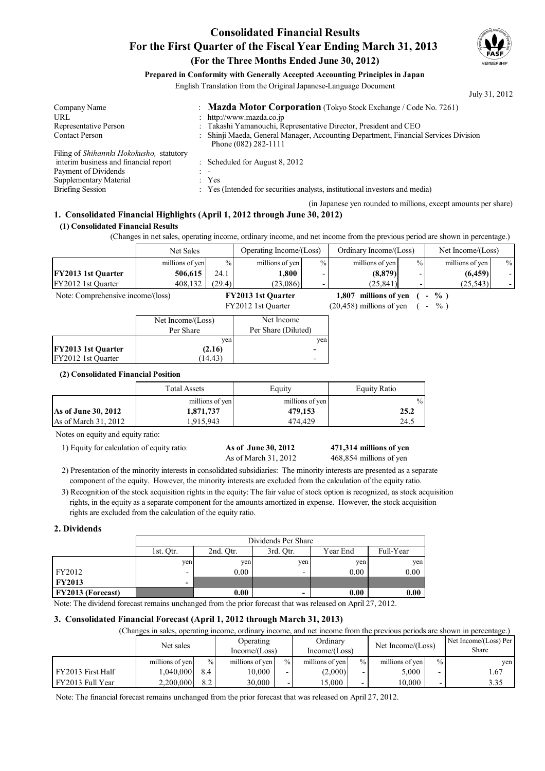# Consolidated Financial Results
# For the First Quarter of the Fiscal Year Ending March 31, 2013
## (For the Three Months Ended June 30, 2012)

**Prepared in Conformity with Generally Accepted Accounting Principles in Japan**

English Translation from the Original Japanese-Language Document

July 31, 2012

| | | |
|---|---|---|
| Company Name | : | **Mazda Motor Corporation** (Tokyo Stock Exchange / Code No. 7261) |
| URL | : | http://www.mazda.co.jp |
| Representative Person | : | Takashi Yamanouchi, Representative Director, President and CEO |
| Contact Person | : | Shinji Maeda, General Manager, Accounting Department, Financial Services Division Phone (082) 282-1111 |
| Filing of *Shihannki Hokokusho,* statutory interim business and financial report | : | Scheduled for August 8, 2012 |
| Payment of Dividends | : | - |
| Supplementary Material | : | Yes |
| Briefing Session | : | Yes (Intended for securities analysts, institutional investors and media) |

(in Japanese yen rounded to millions, except amounts per share)

### 1. Consolidated Financial Highlights (April 1, 2012 through June 30, 2012)

#### (1) Consolidated Financial Results

(Changes in net sales, operating income, ordinary income, and net income from the previous period are shown in percentage.)

| | Net Sales | | Operating Income/(Loss) | | Ordinary Income/(Loss) | | Net Income/(Loss) | |
|---|---|---|---|---|---|---|---|---|
| | millions of yen | % | millions of yen | % | millions of yen | % | millions of yen | % |
| **FY2013 1st Quarter** | **506,615** | 24.1 | **1,800** | - | **(8,879)** | - | **(6,459)** | - |
| FY2012 1st Quarter | 408,132 | (29.4) | (23,086) | - | (25,841) | - | (25,543) | - |

Note: Comprehensive income/(loss) **FY2013 1st Quarter 1,807 millions of yen ( - % )**
FY2012 1st Quarter (20,458) millions of yen ( - % )

| | Net Income/(Loss) Per Share | Net Income Per Share (Diluted) |
|---|---|---|
| | yen | yen |
| **FY2013 1st Quarter** | **(2.16)** | **-** |
| FY2012 1st Quarter | (14.43) | - |

#### (2) Consolidated Financial Position

| | Total Assets | Equity | Equity Ratio |
|---|---|---|---|
| | millions of yen | millions of yen | % |
| **As of June 30, 2012** | **1,871,737** | **479,153** | **25.2** |
| As of March 31, 2012 | 1,915,943 | 474,429 | 24.5 |

Notes on equity and equity ratio:

1) Equity for calculation of equity ratio: **As of June 30, 2012 471,314 millions of yen**
As of March 31, 2012 468,854 millions of yen

2) Presentation of the minority interests in consolidated subsidiaries: The minority interests are presented as a separate component of the equity. However, the minority interests are excluded from the calculation of the equity ratio.

3) Recognition of the stock acquisition rights in the equity: The fair value of stock option is recognized, as stock acquisition rights, in the equity as a separate component for the amounts amortized in expense. However, the stock acquisition rights are excluded from the calculation of the equity ratio.

### 2. Dividends

| | Dividends Per Share | | | | |
|---|---|---|---|---|---|
| | 1st. Qtr. | 2nd. Qtr. | 3rd. Qtr. | Year End | Full-Year |
| | yen | yen | yen | yen | yen |
| FY2012 | - | 0.00 | - | 0.00 | 0.00 |
| **FY2013** | **-** | | | | |
| **FY2013 (Forecast)** | | **0.00** | **-** | **0.00** | **0.00** |

Note: The dividend forecast remains unchanged from the prior forecast that was released on April 27, 2012.

### 3. Consolidated Financial Forecast (April 1, 2012 through March 31, 2013)

(Changes in sales, operating income, ordinary income, and net income from the previous periods are shown in percentage.)

| | Net sales | | Operating Income/(Loss) | | Ordinary Income/(Loss) | | Net Income/(Loss) | | Net Income/(Loss) Per Share |
|---|---|---|---|---|---|---|---|---|---|
| | millions of yen | % | millions of yen | % | millions of yen | % | millions of yen | % | yen |
| FY2013 First Half | 1,040,000 | 8.4 | 10,000 | - | (2,000) | - | 5,000 | - | 1.67 |
| FY2013 Full Year | 2,200,000 | 8.2 | 30,000 | - | 15,000 | - | 10,000 | - | 3.35 |

Note: The financial forecast remains unchanged from the prior forecast that was released on April 27, 2012.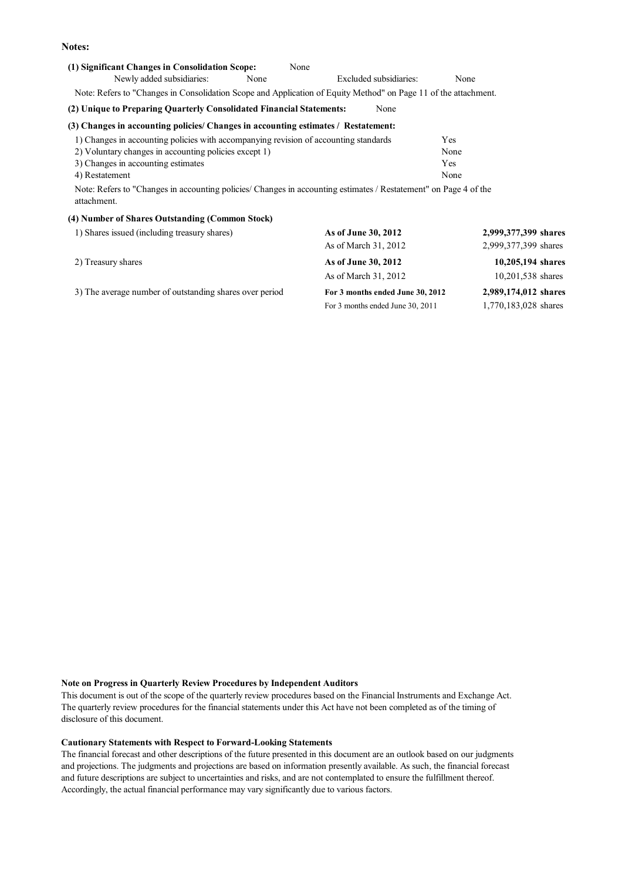**Notes:**

**(1) Significant Changes in Consolidation Scope:** None

Newly added subsidiaries: None  Excluded subsidiaries: None

Note: Refers to "Changes in Consolidation Scope and Application of Equity Method" on Page 11 of the attachment.

**(2) Unique to Preparing Quarterly Consolidated Financial Statements:** None

**(3) Changes in accounting policies/ Changes in accounting estimates / Restatement:**

| | |
|---|---|
| 1) Changes in accounting policies with accompanying revision of accounting standards | Yes |
| 2) Voluntary changes in accounting policies except 1) | None |
| 3) Changes in accounting estimates | Yes |
| 4) Restatement | None |

Note: Refers to "Changes in accounting policies/ Changes in accounting estimates / Restatement" on Page 4 of the attachment.

**(4) Number of Shares Outstanding (Common Stock)**

| | | |
|---|---|---|
| 1) Shares issued (including treasury shares) | **As of June 30, 2012** | **2,999,377,399 shares** |
| | As of March 31, 2012 | 2,999,377,399 shares |
| 2) Treasury shares | **As of June 30, 2012** | **10,205,194 shares** |
| | As of March 31, 2012 | 10,201,538 shares |
| 3) The average number of outstanding shares over period | **For 3 months ended June 30, 2012** | **2,989,174,012 shares** |
| | For 3 months ended June 30, 2011 | 1,770,183,028 shares |

**Note on Progress in Quarterly Review Procedures by Independent Auditors**

This document is out of the scope of the quarterly review procedures based on the Financial Instruments and Exchange Act. The quarterly review procedures for the financial statements under this Act have not been completed as of the timing of disclosure of this document.

**Cautionary Statements with Respect to Forward-Looking Statements**

The financial forecast and other descriptions of the future presented in this document are an outlook based on our judgments and projections. The judgments and projections are based on information presently available. As such, the financial forecast and future descriptions are subject to uncertainties and risks, and are not contemplated to ensure the fulfillment thereof. Accordingly, the actual financial performance may vary significantly due to various factors.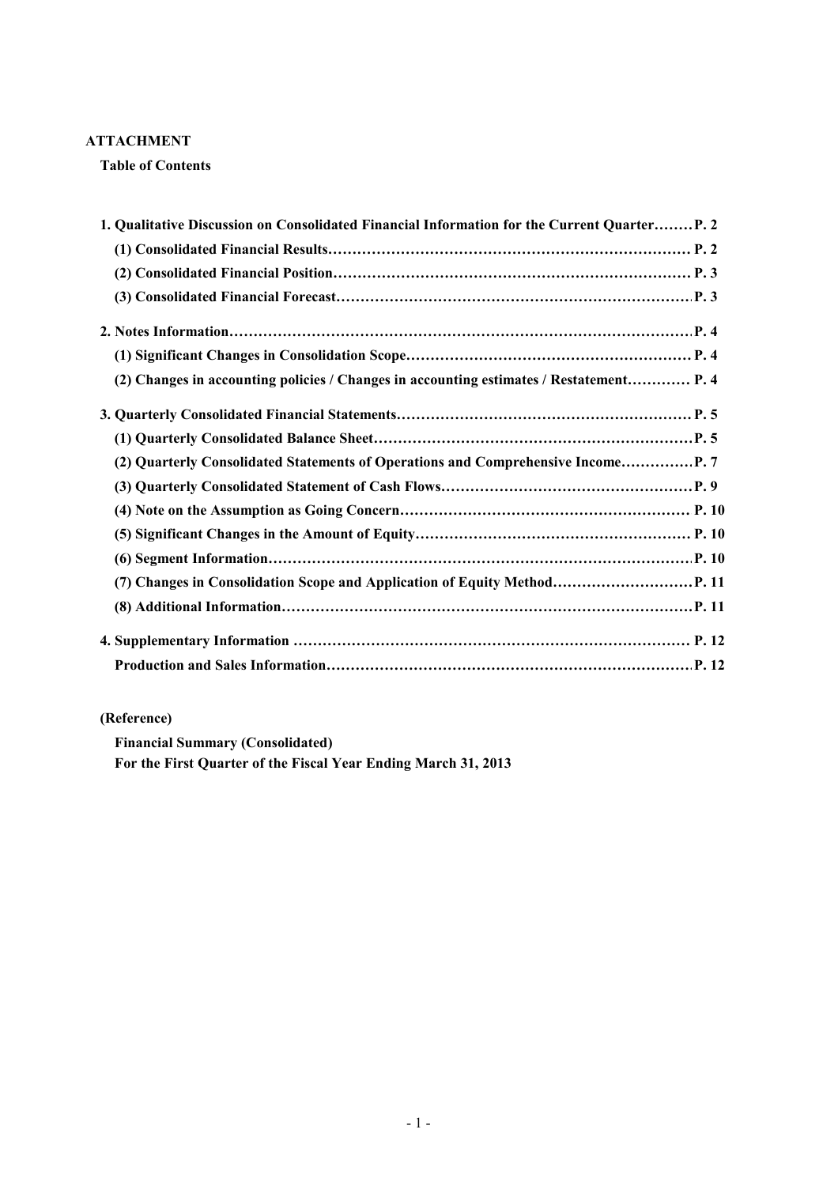**ATTACHMENT**

**Table of Contents**

**1. Qualitative Discussion on Consolidated Financial Information for the Current Quarter……..P. 2**

**(1) Consolidated Financial Results…………………………………………………………………… P. 2**

**(2) Consolidated Financial Position…………………………………………………………………. P. 3**

**(3) Consolidated Financial Forecast……………………………………………………………….. P. 3**

**2. Notes Information……………………………………………………………………………………. P. 4**

**(1) Significant Changes in Consolidation Scope…………………………………………………… P. 4**

**(2) Changes in accounting policies / Changes in accounting estimates / Restatement………… P. 4**

**3. Quarterly Consolidated Financial Statements……………………………………………………. P. 5**

**(1) Quarterly Consolidated Balance Sheet…………………………………………………………P. 5**

**(2) Quarterly Consolidated Statements of Operations and Comprehensive Income……………P. 7**

**(3) Quarterly Consolidated Statement of Cash Flows……………………………………………P. 9**

**(4) Note on the Assumption as Going Concern…………………………………………………… P. 10**

**(5) Significant Changes in the Amount of Equity………………………………………………… P. 10**

**(6) Segment Information…………………………………………………………………………… P. 10**

**(7) Changes in Consolidation Scope and Application of Equity Method…………………………P. 11**

**(8) Additional Information……………………………………………………………………………P. 11**

**4. Supplementary Information ………………………………………………………………………… P. 12**

**Production and Sales Information…………………………………………………………………. P. 12**

**(Reference)**

**Financial Summary (Consolidated)**

**For the First Quarter of the Fiscal Year Ending March 31, 2013**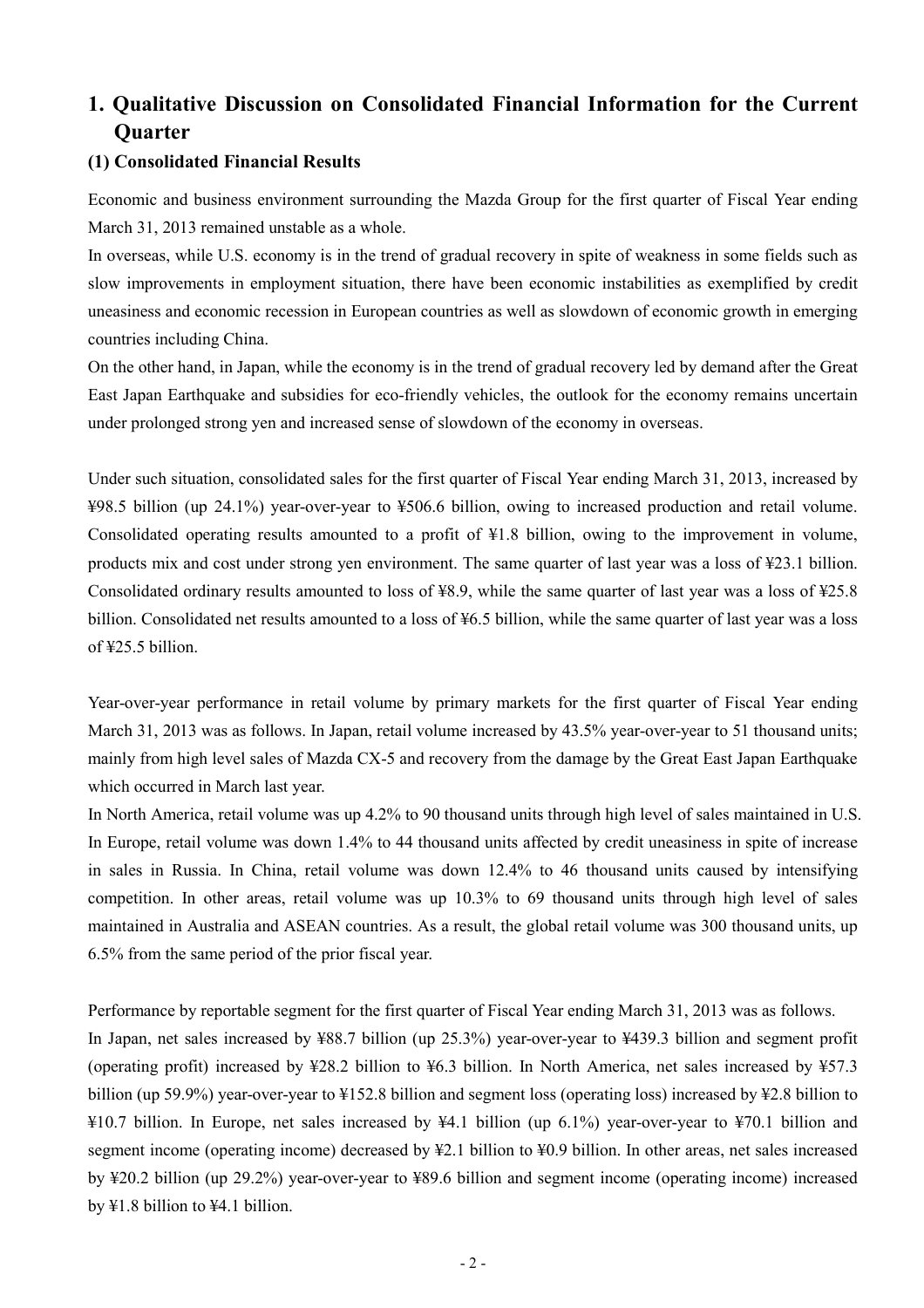# 1. Qualitative Discussion on Consolidated Financial Information for the Current Quarter

## (1) Consolidated Financial Results

Economic and business environment surrounding the Mazda Group for the first quarter of Fiscal Year ending March 31, 2013 remained unstable as a whole.

In overseas, while U.S. economy is in the trend of gradual recovery in spite of weakness in some fields such as slow improvements in employment situation, there have been economic instabilities as exemplified by credit uneasiness and economic recession in European countries as well as slowdown of economic growth in emerging countries including China.

On the other hand, in Japan, while the economy is in the trend of gradual recovery led by demand after the Great East Japan Earthquake and subsidies for eco-friendly vehicles, the outlook for the economy remains uncertain under prolonged strong yen and increased sense of slowdown of the economy in overseas.

Under such situation, consolidated sales for the first quarter of Fiscal Year ending March 31, 2013, increased by ¥98.5 billion (up 24.1%) year-over-year to ¥506.6 billion, owing to increased production and retail volume. Consolidated operating results amounted to a profit of ¥1.8 billion, owing to the improvement in volume, products mix and cost under strong yen environment. The same quarter of last year was a loss of ¥23.1 billion. Consolidated ordinary results amounted to loss of ¥8.9, while the same quarter of last year was a loss of ¥25.8 billion. Consolidated net results amounted to a loss of ¥6.5 billion, while the same quarter of last year was a loss of ¥25.5 billion.

Year-over-year performance in retail volume by primary markets for the first quarter of Fiscal Year ending March 31, 2013 was as follows. In Japan, retail volume increased by 43.5% year-over-year to 51 thousand units; mainly from high level sales of Mazda CX-5 and recovery from the damage by the Great East Japan Earthquake which occurred in March last year.

In North America, retail volume was up 4.2% to 90 thousand units through high level of sales maintained in U.S. In Europe, retail volume was down 1.4% to 44 thousand units affected by credit uneasiness in spite of increase in sales in Russia. In China, retail volume was down 12.4% to 46 thousand units caused by intensifying competition. In other areas, retail volume was up 10.3% to 69 thousand units through high level of sales maintained in Australia and ASEAN countries. As a result, the global retail volume was 300 thousand units, up 6.5% from the same period of the prior fiscal year.

Performance by reportable segment for the first quarter of Fiscal Year ending March 31, 2013 was as follows.

In Japan, net sales increased by ¥88.7 billion (up 25.3%) year-over-year to ¥439.3 billion and segment profit (operating profit) increased by ¥28.2 billion to ¥6.3 billion. In North America, net sales increased by ¥57.3 billion (up 59.9%) year-over-year to ¥152.8 billion and segment loss (operating loss) increased by ¥2.8 billion to ¥10.7 billion. In Europe, net sales increased by ¥4.1 billion (up 6.1%) year-over-year to ¥70.1 billion and segment income (operating income) decreased by ¥2.1 billion to ¥0.9 billion. In other areas, net sales increased by ¥20.2 billion (up 29.2%) year-over-year to ¥89.6 billion and segment income (operating income) increased by ¥1.8 billion to ¥4.1 billion.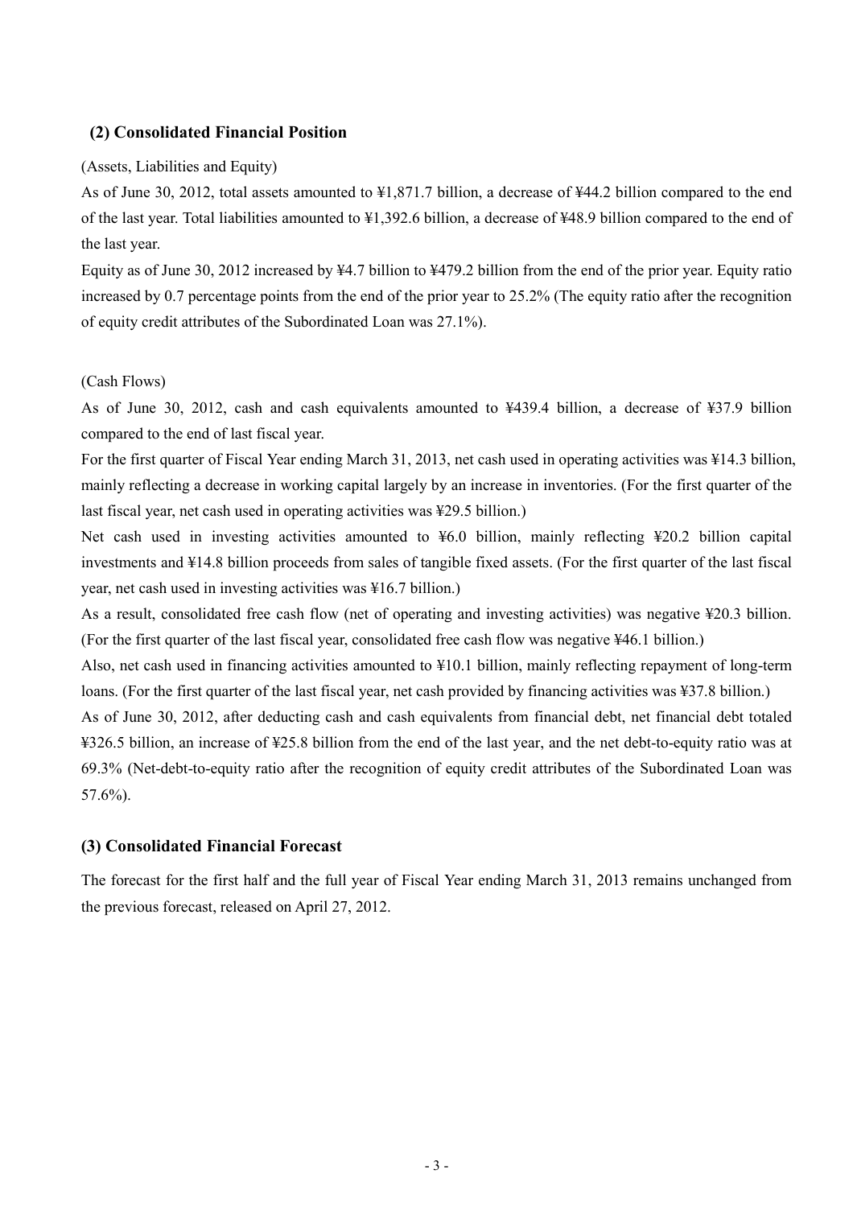### (2) Consolidated Financial Position

(Assets, Liabilities and Equity)

As of June 30, 2012, total assets amounted to ¥1,871.7 billion, a decrease of ¥44.2 billion compared to the end of the last year. Total liabilities amounted to ¥1,392.6 billion, a decrease of ¥48.9 billion compared to the end of the last year.

Equity as of June 30, 2012 increased by ¥4.7 billion to ¥479.2 billion from the end of the prior year. Equity ratio increased by 0.7 percentage points from the end of the prior year to 25.2% (The equity ratio after the recognition of equity credit attributes of the Subordinated Loan was 27.1%).

(Cash Flows)

As of June 30, 2012, cash and cash equivalents amounted to ¥439.4 billion, a decrease of ¥37.9 billion compared to the end of last fiscal year.

For the first quarter of Fiscal Year ending March 31, 2013, net cash used in operating activities was ¥14.3 billion, mainly reflecting a decrease in working capital largely by an increase in inventories. (For the first quarter of the last fiscal year, net cash used in operating activities was ¥29.5 billion.)

Net cash used in investing activities amounted to ¥6.0 billion, mainly reflecting ¥20.2 billion capital investments and ¥14.8 billion proceeds from sales of tangible fixed assets. (For the first quarter of the last fiscal year, net cash used in investing activities was ¥16.7 billion.)

As a result, consolidated free cash flow (net of operating and investing activities) was negative ¥20.3 billion. (For the first quarter of the last fiscal year, consolidated free cash flow was negative ¥46.1 billion.)

Also, net cash used in financing activities amounted to ¥10.1 billion, mainly reflecting repayment of long-term loans. (For the first quarter of the last fiscal year, net cash provided by financing activities was ¥37.8 billion.)

As of June 30, 2012, after deducting cash and cash equivalents from financial debt, net financial debt totaled ¥326.5 billion, an increase of ¥25.8 billion from the end of the last year, and the net debt-to-equity ratio was at 69.3% (Net-debt-to-equity ratio after the recognition of equity credit attributes of the Subordinated Loan was 57.6%).

### (3) Consolidated Financial Forecast

The forecast for the first half and the full year of Fiscal Year ending March 31, 2013 remains unchanged from the previous forecast, released on April 27, 2012.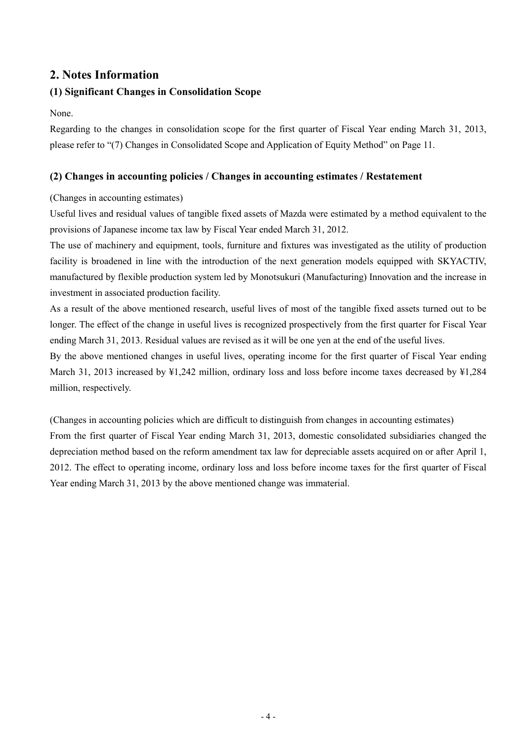## 2. Notes Information

### (1) Significant Changes in Consolidation Scope

None.

Regarding to the changes in consolidation scope for the first quarter of Fiscal Year ending March 31, 2013, please refer to "(7) Changes in Consolidated Scope and Application of Equity Method" on Page 11.

### (2) Changes in accounting policies / Changes in accounting estimates / Restatement

(Changes in accounting estimates)

Useful lives and residual values of tangible fixed assets of Mazda were estimated by a method equivalent to the provisions of Japanese income tax law by Fiscal Year ended March 31, 2012.

The use of machinery and equipment, tools, furniture and fixtures was investigated as the utility of production facility is broadened in line with the introduction of the next generation models equipped with SKYACTIV, manufactured by flexible production system led by Monotsukuri (Manufacturing) Innovation and the increase in investment in associated production facility.

As a result of the above mentioned research, useful lives of most of the tangible fixed assets turned out to be longer. The effect of the change in useful lives is recognized prospectively from the first quarter for Fiscal Year ending March 31, 2013. Residual values are revised as it will be one yen at the end of the useful lives.

By the above mentioned changes in useful lives, operating income for the first quarter of Fiscal Year ending March 31, 2013 increased by ¥1,242 million, ordinary loss and loss before income taxes decreased by ¥1,284 million, respectively.

(Changes in accounting policies which are difficult to distinguish from changes in accounting estimates)

From the first quarter of Fiscal Year ending March 31, 2013, domestic consolidated subsidiaries changed the depreciation method based on the reform amendment tax law for depreciable assets acquired on or after April 1, 2012. The effect to operating income, ordinary loss and loss before income taxes for the first quarter of Fiscal Year ending March 31, 2013 by the above mentioned change was immaterial.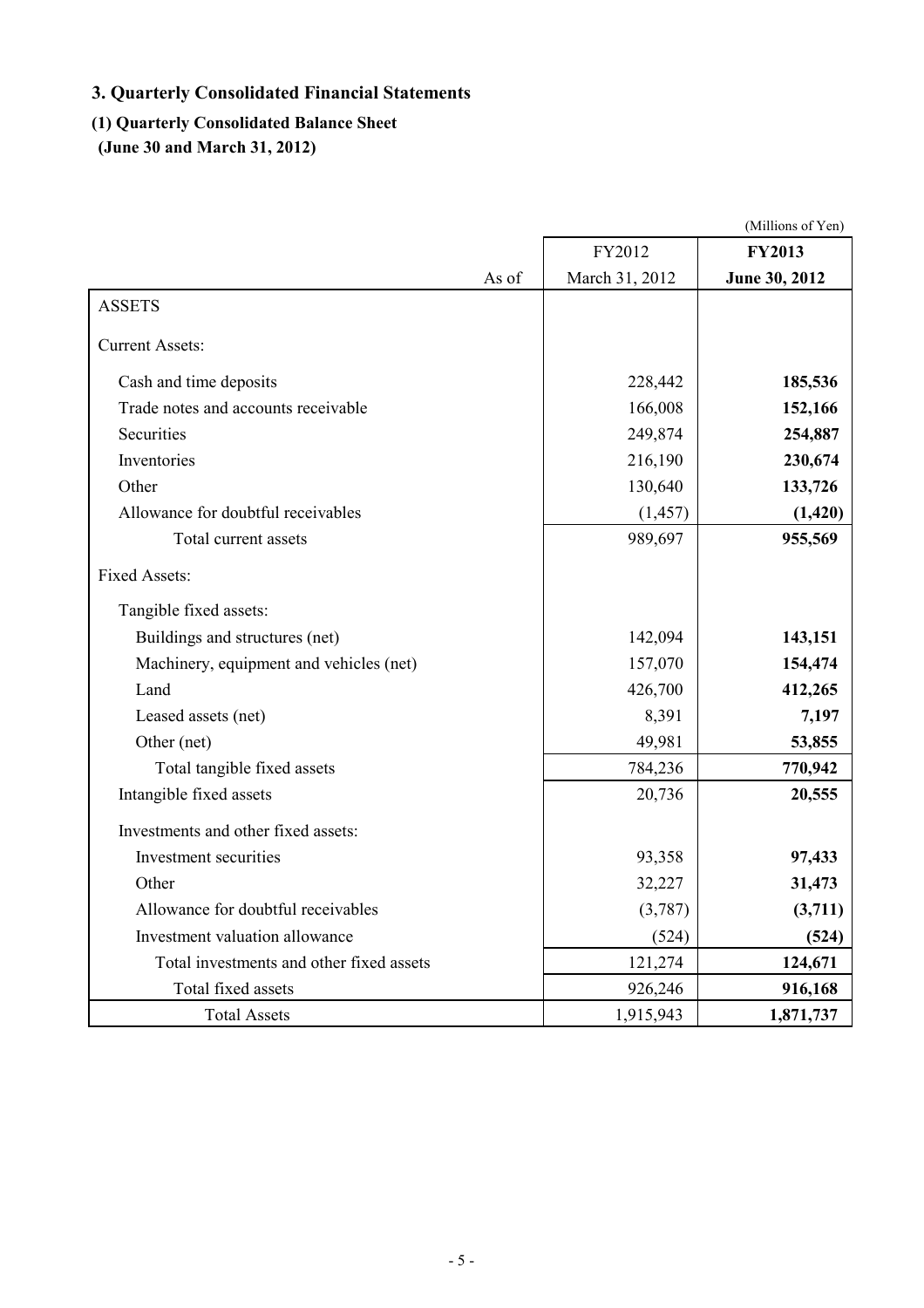## 3. Quarterly Consolidated Financial Statements

### (1) Quarterly Consolidated Balance Sheet

**(June 30 and March 31, 2012)**

(Millions of Yen)

| | FY2012 | **FY2013** |
|---|---|---|
| As of | March 31, 2012 | **June 30, 2012** |
| ASSETS | | |
| Current Assets: | | |
| Cash and time deposits | 228,442 | **185,536** |
| Trade notes and accounts receivable | 166,008 | **152,166** |
| Securities | 249,874 | **254,887** |
| Inventories | 216,190 | **230,674** |
| Other | 130,640 | **133,726** |
| Allowance for doubtful receivables | (1,457) | **(1,420)** |
| Total current assets | 989,697 | **955,569** |
| Fixed Assets: | | |
| Tangible fixed assets: | | |
| Buildings and structures (net) | 142,094 | **143,151** |
| Machinery, equipment and vehicles (net) | 157,070 | **154,474** |
| Land | 426,700 | **412,265** |
| Leased assets (net) | 8,391 | **7,197** |
| Other (net) | 49,981 | **53,855** |
| Total tangible fixed assets | 784,236 | **770,942** |
| Intangible fixed assets | 20,736 | **20,555** |
| Investments and other fixed assets: | | |
| Investment securities | 93,358 | **97,433** |
| Other | 32,227 | **31,473** |
| Allowance for doubtful receivables | (3,787) | **(3,711)** |
| Investment valuation allowance | (524) | **(524)** |
| Total investments and other fixed assets | 121,274 | **124,671** |
| Total fixed assets | 926,246 | **916,168** |
| Total Assets | 1,915,943 | **1,871,737** |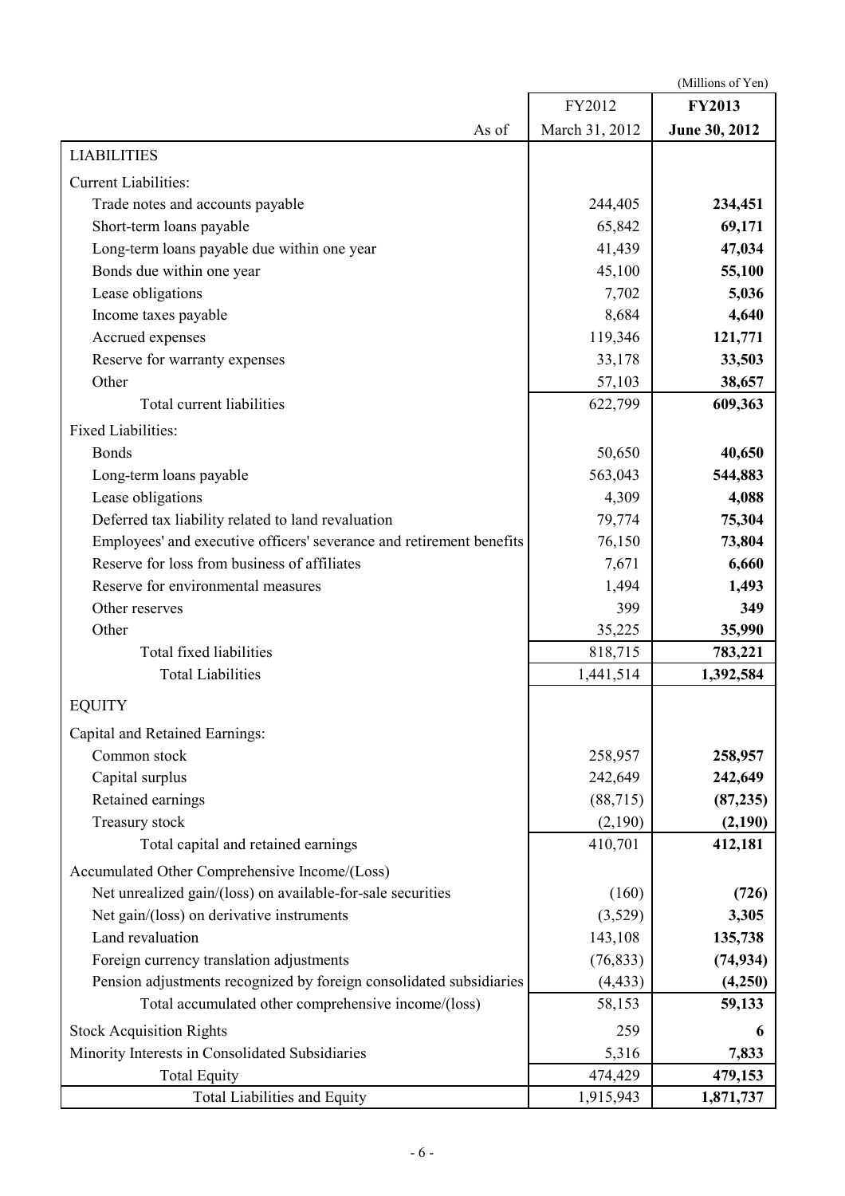(Millions of Yen)

| | FY2012 | **FY2013** |
|---|---|---|
| As of | March 31, 2012 | **June 30, 2012** |
| LIABILITIES | | |
| Current Liabilities: | | |
| Trade notes and accounts payable | 244,405 | **234,451** |
| Short-term loans payable | 65,842 | **69,171** |
| Long-term loans payable due within one year | 41,439 | **47,034** |
| Bonds due within one year | 45,100 | **55,100** |
| Lease obligations | 7,702 | **5,036** |
| Income taxes payable | 8,684 | **4,640** |
| Accrued expenses | 119,346 | **121,771** |
| Reserve for warranty expenses | 33,178 | **33,503** |
| Other | 57,103 | **38,657** |
| Total current liabilities | 622,799 | **609,363** |
| Fixed Liabilities: | | |
| Bonds | 50,650 | **40,650** |
| Long-term loans payable | 563,043 | **544,883** |
| Lease obligations | 4,309 | **4,088** |
| Deferred tax liability related to land revaluation | 79,774 | **75,304** |
| Employees' and executive officers' severance and retirement benefits | 76,150 | **73,804** |
| Reserve for loss from business of affiliates | 7,671 | **6,660** |
| Reserve for environmental measures | 1,494 | **1,493** |
| Other reserves | 399 | **349** |
| Other | 35,225 | **35,990** |
| Total fixed liabilities | 818,715 | **783,221** |
| Total Liabilities | 1,441,514 | **1,392,584** |
| EQUITY | | |
| Capital and Retained Earnings: | | |
| Common stock | 258,957 | **258,957** |
| Capital surplus | 242,649 | **242,649** |
| Retained earnings | (88,715) | **(87,235)** |
| Treasury stock | (2,190) | **(2,190)** |
| Total capital and retained earnings | 410,701 | **412,181** |
| Accumulated Other Comprehensive Income/(Loss) | | |
| Net unrealized gain/(loss) on available-for-sale securities | (160) | **(726)** |
| Net gain/(loss) on derivative instruments | (3,529) | **3,305** |
| Land revaluation | 143,108 | **135,738** |
| Foreign currency translation adjustments | (76,833) | **(74,934)** |
| Pension adjustments recognized by foreign consolidated subsidiaries | (4,433) | **(4,250)** |
| Total accumulated other comprehensive income/(loss) | 58,153 | **59,133** |
| Stock Acquisition Rights | 259 | **6** |
| Minority Interests in Consolidated Subsidiaries | 5,316 | **7,833** |
| Total Equity | 474,429 | **479,153** |
| Total Liabilities and Equity | 1,915,943 | **1,871,737** |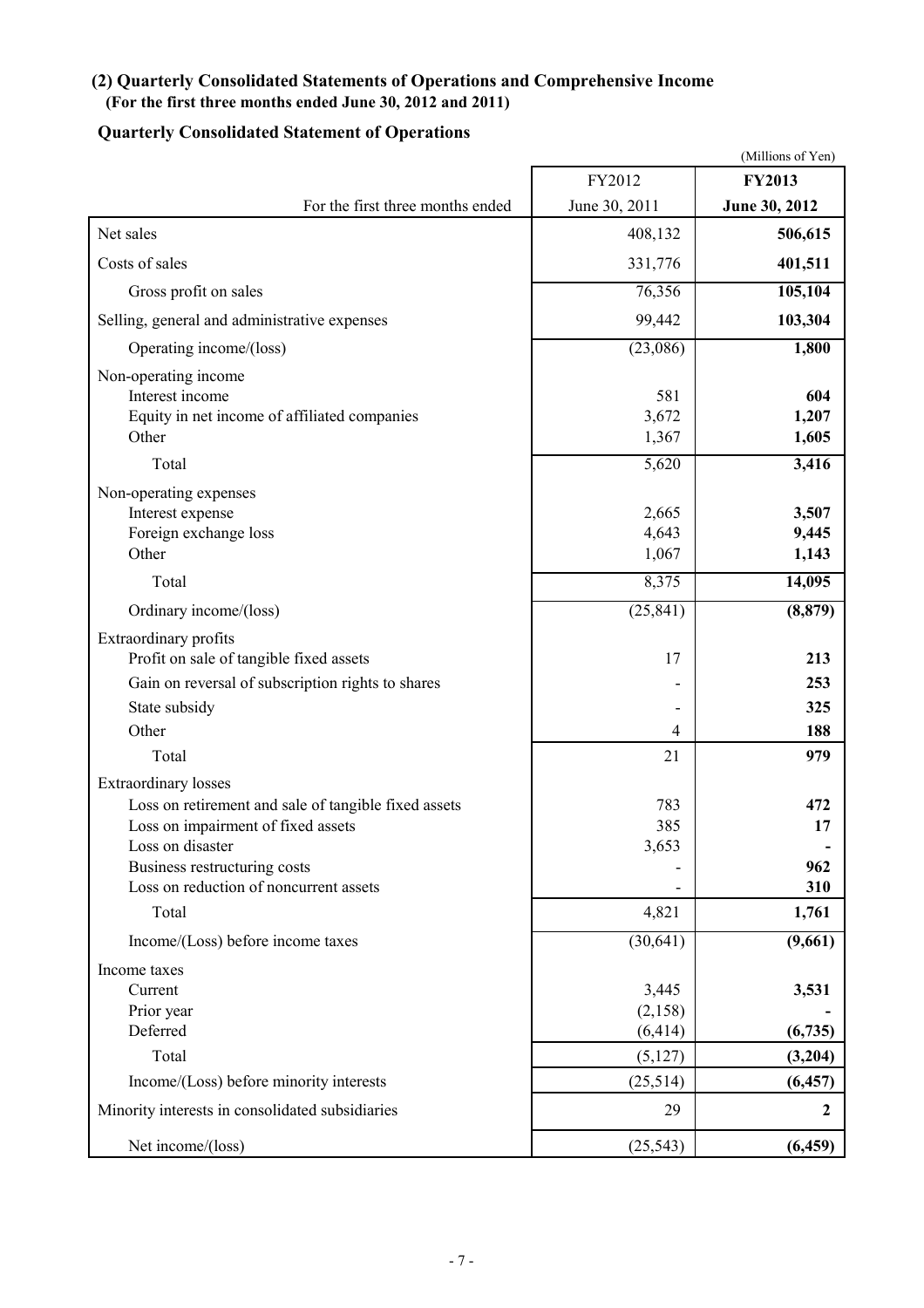## (2) Quarterly Consolidated Statements of Operations and Comprehensive Income

**(For the first three months ended June 30, 2012 and 2011)**

### Quarterly Consolidated Statement of Operations

(Millions of Yen)

| | FY2012 | **FY2013** |
|---|---|---|
| For the first three months ended | June 30, 2011 | **June 30, 2012** |
| Net sales | 408,132 | **506,615** |
| Costs of sales | 331,776 | **401,511** |
| Gross profit on sales | 76,356 | **105,104** |
| Selling, general and administrative expenses | 99,442 | **103,304** |
| Operating income/(loss) | (23,086) | **1,800** |
| Non-operating income | | |
| Interest income | 581 | **604** |
| Equity in net income of affiliated companies | 3,672 | **1,207** |
| Other | 1,367 | **1,605** |
| Total | 5,620 | **3,416** |
| Non-operating expenses | | |
| Interest expense | 2,665 | **3,507** |
| Foreign exchange loss | 4,643 | **9,445** |
| Other | 1,067 | **1,143** |
| Total | 8,375 | **14,095** |
| Ordinary income/(loss) | (25,841) | **(8,879)** |
| Extraordinary profits | | |
| Profit on sale of tangible fixed assets | 17 | **213** |
| Gain on reversal of subscription rights to shares | - | **253** |
| State subsidy | - | **325** |
| Other | 4 | **188** |
| Total | 21 | **979** |
| Extraordinary losses | | |
| Loss on retirement and sale of tangible fixed assets | 783 | **472** |
| Loss on impairment of fixed assets | 385 | **17** |
| Loss on disaster | 3,653 | **-** |
| Business restructuring costs | - | **962** |
| Loss on reduction of noncurrent assets | - | **310** |
| Total | 4,821 | **1,761** |
| Income/(Loss) before income taxes | (30,641) | **(9,661)** |
| Income taxes | | |
| Current | 3,445 | **3,531** |
| Prior year | (2,158) | **-** |
| Deferred | (6,414) | **(6,735)** |
| Total | (5,127) | **(3,204)** |
| Income/(Loss) before minority interests | (25,514) | **(6,457)** |
| Minority interests in consolidated subsidiaries | 29 | **2** |
| Net income/(loss) | (25,543) | **(6,459)** |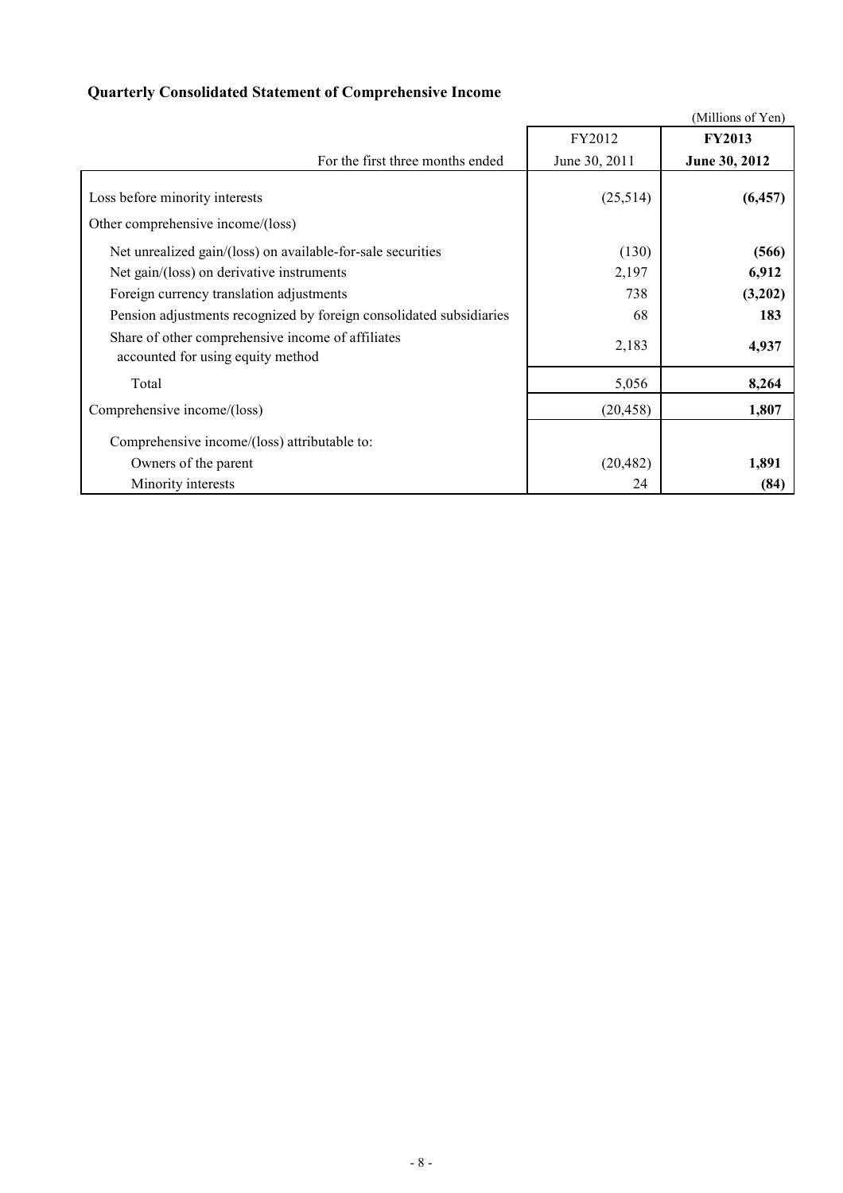## Quarterly Consolidated Statement of Comprehensive Income

(Millions of Yen)

| For the first three months ended | FY2012<br>June 30, 2011 | **FY2013**<br>**June 30, 2012** |
|---|---|---|
| Loss before minority interests | (25,514) | **(6,457)** |
| Other comprehensive income/(loss) | | |
| Net unrealized gain/(loss) on available-for-sale securities | (130) | **(566)** |
| Net gain/(loss) on derivative instruments | 2,197 | **6,912** |
| Foreign currency translation adjustments | 738 | **(3,202)** |
| Pension adjustments recognized by foreign consolidated subsidiaries | 68 | **183** |
| Share of other comprehensive income of affiliates accounted for using equity method | 2,183 | **4,937** |
| Total | 5,056 | **8,264** |
| Comprehensive income/(loss) | (20,458) | **1,807** |
| Comprehensive income/(loss) attributable to: | | |
| Owners of the parent | (20,482) | **1,891** |
| Minority interests | 24 | **(84)** |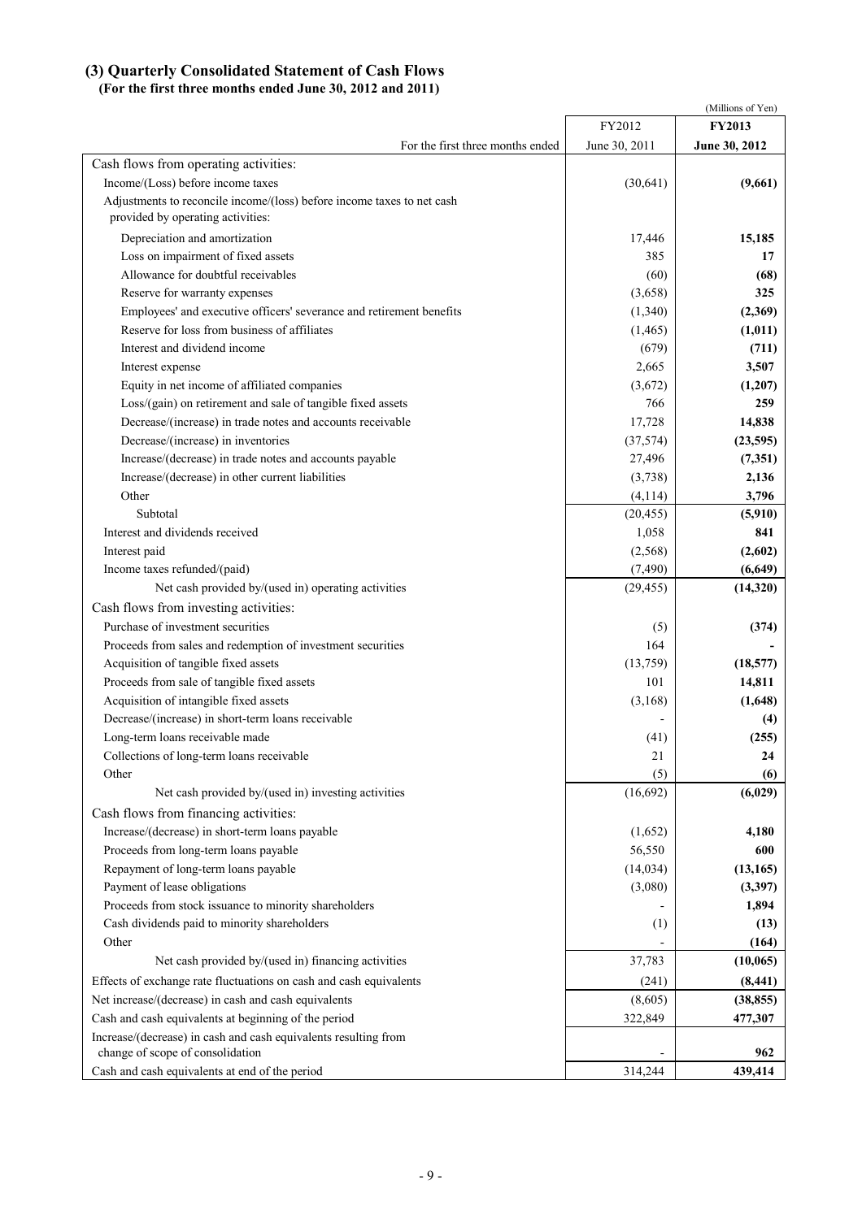### (3) Quarterly Consolidated Statement of Cash Flows
**(For the first three months ended June 30, 2012 and 2011)**

(Millions of Yen)

| | FY2012 | **FY2013** |
|---|---|---|
| For the first three months ended | June 30, 2011 | **June 30, 2012** |
| Cash flows from operating activities: | | |
| Income/(Loss) before income taxes | (30,641) | **(9,661)** |
| Adjustments to reconcile income/(loss) before income taxes to net cash provided by operating activities: | | |
| Depreciation and amortization | 17,446 | **15,185** |
| Loss on impairment of fixed assets | 385 | **17** |
| Allowance for doubtful receivables | (60) | **(68)** |
| Reserve for warranty expenses | (3,658) | **325** |
| Employees' and executive officers' severance and retirement benefits | (1,340) | **(2,369)** |
| Reserve for loss from business of affiliates | (1,465) | **(1,011)** |
| Interest and dividend income | (679) | **(711)** |
| Interest expense | 2,665 | **3,507** |
| Equity in net income of affiliated companies | (3,672) | **(1,207)** |
| Loss/(gain) on retirement and sale of tangible fixed assets | 766 | **259** |
| Decrease/(increase) in trade notes and accounts receivable | 17,728 | **14,838** |
| Decrease/(increase) in inventories | (37,574) | **(23,595)** |
| Increase/(decrease) in trade notes and accounts payable | 27,496 | **(7,351)** |
| Increase/(decrease) in other current liabilities | (3,738) | **2,136** |
| Other | (4,114) | **3,796** |
| Subtotal | (20,455) | **(5,910)** |
| Interest and dividends received | 1,058 | **841** |
| Interest paid | (2,568) | **(2,602)** |
| Income taxes refunded/(paid) | (7,490) | **(6,649)** |
| Net cash provided by/(used in) operating activities | (29,455) | **(14,320)** |
| Cash flows from investing activities: | | |
| Purchase of investment securities | (5) | **(374)** |
| Proceeds from sales and redemption of investment securities | 164 | **-** |
| Acquisition of tangible fixed assets | (13,759) | **(18,577)** |
| Proceeds from sale of tangible fixed assets | 101 | **14,811** |
| Acquisition of intangible fixed assets | (3,168) | **(1,648)** |
| Decrease/(increase) in short-term loans receivable | - | **(4)** |
| Long-term loans receivable made | (41) | **(255)** |
| Collections of long-term loans receivable | 21 | **24** |
| Other | (5) | **(6)** |
| Net cash provided by/(used in) investing activities | (16,692) | **(6,029)** |
| Cash flows from financing activities: | | |
| Increase/(decrease) in short-term loans payable | (1,652) | **4,180** |
| Proceeds from long-term loans payable | 56,550 | **600** |
| Repayment of long-term loans payable | (14,034) | **(13,165)** |
| Payment of lease obligations | (3,080) | **(3,397)** |
| Proceeds from stock issuance to minority shareholders | - | **1,894** |
| Cash dividends paid to minority shareholders | (1) | **(13)** |
| Other | - | **(164)** |
| Net cash provided by/(used in) financing activities | 37,783 | **(10,065)** |
| Effects of exchange rate fluctuations on cash and cash equivalents | (241) | **(8,441)** |
| Net increase/(decrease) in cash and cash equivalents | (8,605) | **(38,855)** |
| Cash and cash equivalents at beginning of the period | 322,849 | **477,307** |
| Increase/(decrease) in cash and cash equivalents resulting from change of scope of consolidation | - | **962** |
| Cash and cash equivalents at end of the period | 314,244 | **439,414** |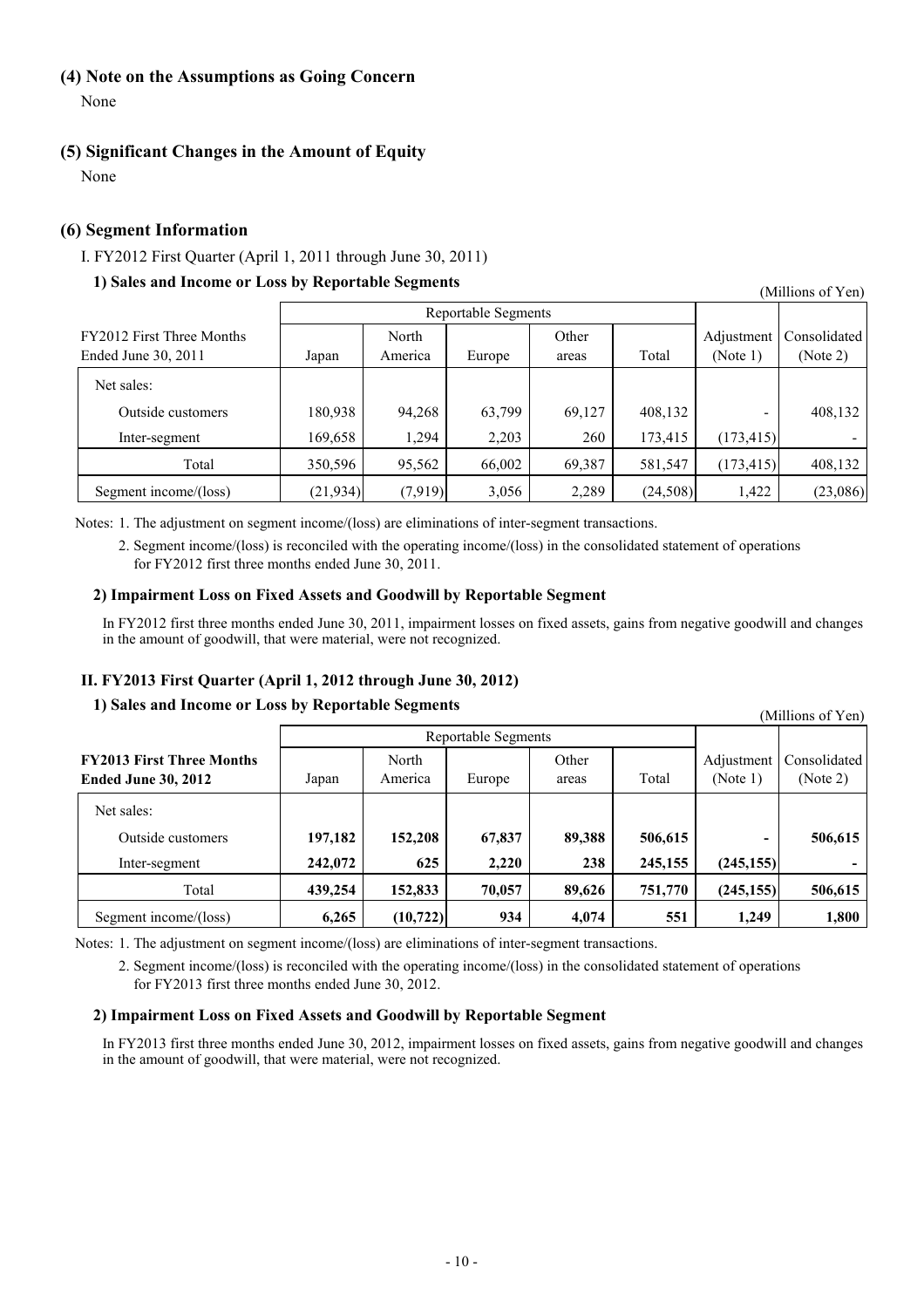### (4) Note on the Assumptions as Going Concern

None

### (5) Significant Changes in the Amount of Equity

None

### (6) Segment Information

I. FY2012 First Quarter (April 1, 2011 through June 30, 2011)

**1) Sales and Income or Loss by Reportable Segments**

(Millions of Yen)

| FY2012 First Three Months Ended June 30, 2011 | Reportable Segments | | | | | Adjustment (Note 1) | Consolidated (Note 2) |
|---|---|---|---|---|---|---|---|
| | Japan | North America | Europe | Other areas | Total | | |
| Net sales: | | | | | | | |
| Outside customers | 180,938 | 94,268 | 63,799 | 69,127 | 408,132 | - | 408,132 |
| Inter-segment | 169,658 | 1,294 | 2,203 | 260 | 173,415 | (173,415) | - |
| Total | 350,596 | 95,562 | 66,002 | 69,387 | 581,547 | (173,415) | 408,132 |
| Segment income/(loss) | (21,934) | (7,919) | 3,056 | 2,289 | (24,508) | 1,422 | (23,086) |

Notes: 1. The adjustment on segment income/(loss) are eliminations of inter-segment transactions.

2. Segment income/(loss) is reconciled with the operating income/(loss) in the consolidated statement of operations for FY2012 first three months ended June 30, 2011.

**2) Impairment Loss on Fixed Assets and Goodwill by Reportable Segment**

In FY2012 first three months ended June 30, 2011, impairment losses on fixed assets, gains from negative goodwill and changes in the amount of goodwill, that were material, were not recognized.

**II. FY2013 First Quarter (April 1, 2012 through June 30, 2012)**

**1) Sales and Income or Loss by Reportable Segments**

(Millions of Yen)

| **FY2013 First Three Months Ended June 30, 2012** | Reportable Segments | | | | | Adjustment (Note 1) | Consolidated (Note 2) |
|---|---|---|---|---|---|---|---|
| | Japan | North America | Europe | Other areas | Total | | |
| Net sales: | | | | | | | |
| Outside customers | **197,182** | **152,208** | **67,837** | **89,388** | **506,615** | **-** | **506,615** |
| Inter-segment | **242,072** | **625** | **2,220** | **238** | **245,155** | **(245,155)** | **-** |
| Total | **439,254** | **152,833** | **70,057** | **89,626** | **751,770** | **(245,155)** | **506,615** |
| Segment income/(loss) | **6,265** | **(10,722)** | **934** | **4,074** | **551** | **1,249** | **1,800** |

Notes: 1. The adjustment on segment income/(loss) are eliminations of inter-segment transactions.

2. Segment income/(loss) is reconciled with the operating income/(loss) in the consolidated statement of operations for FY2013 first three months ended June 30, 2012.

**2) Impairment Loss on Fixed Assets and Goodwill by Reportable Segment**

In FY2013 first three months ended June 30, 2012, impairment losses on fixed assets, gains from negative goodwill and changes in the amount of goodwill, that were material, were not recognized.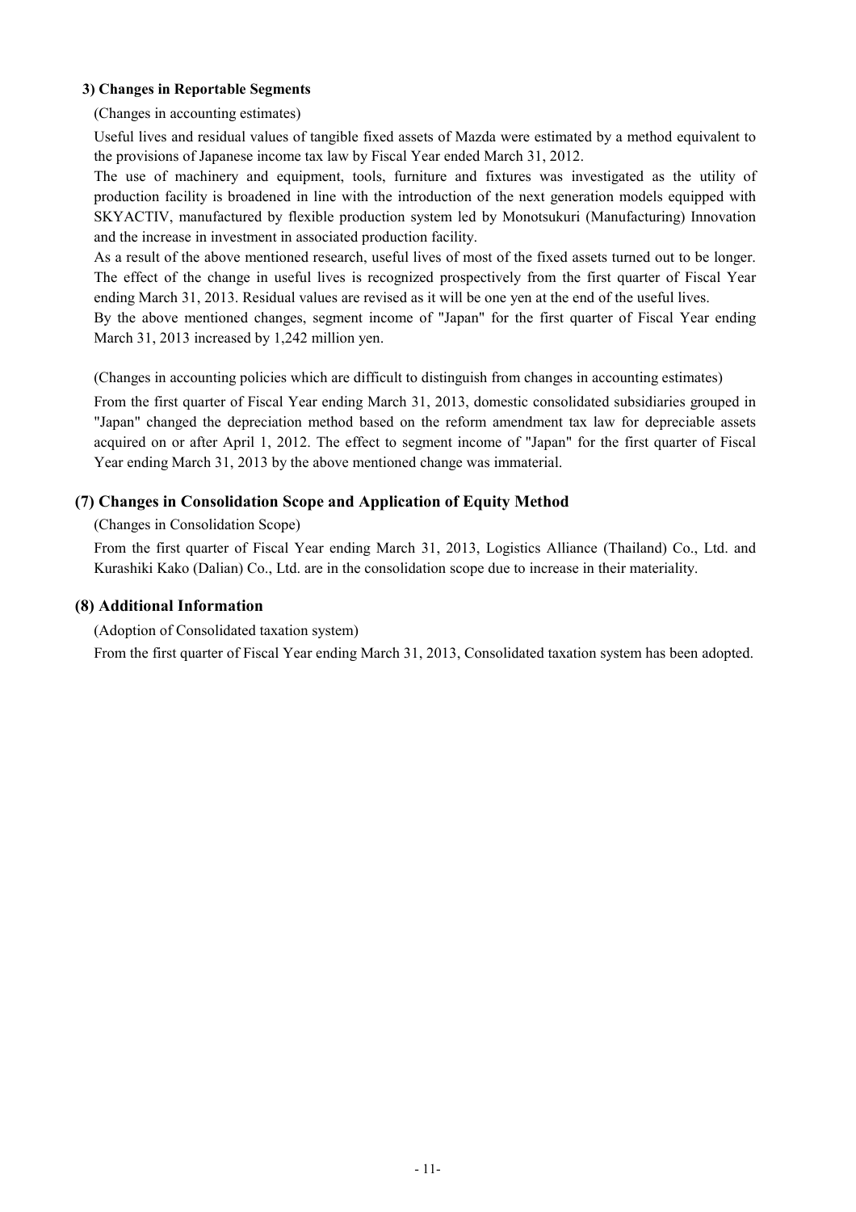**3) Changes in Reportable Segments**

(Changes in accounting estimates)

Useful lives and residual values of tangible fixed assets of Mazda were estimated by a method equivalent to the provisions of Japanese income tax law by Fiscal Year ended March 31, 2012.

The use of machinery and equipment, tools, furniture and fixtures was investigated as the utility of production facility is broadened in line with the introduction of the next generation models equipped with SKYACTIV, manufactured by flexible production system led by Monotsukuri (Manufacturing) Innovation and the increase in investment in associated production facility.

As a result of the above mentioned research, useful lives of most of the fixed assets turned out to be longer. The effect of the change in useful lives is recognized prospectively from the first quarter of Fiscal Year ending March 31, 2013. Residual values are revised as it will be one yen at the end of the useful lives.

By the above mentioned changes, segment income of "Japan" for the first quarter of Fiscal Year ending March 31, 2013 increased by 1,242 million yen.

(Changes in accounting policies which are difficult to distinguish from changes in accounting estimates)

From the first quarter of Fiscal Year ending March 31, 2013, domestic consolidated subsidiaries grouped in "Japan" changed the depreciation method based on the reform amendment tax law for depreciable assets acquired on or after April 1, 2012. The effect to segment income of "Japan" for the first quarter of Fiscal Year ending March 31, 2013 by the above mentioned change was immaterial.

## (7) Changes in Consolidation Scope and Application of Equity Method

(Changes in Consolidation Scope)

From the first quarter of Fiscal Year ending March 31, 2013, Logistics Alliance (Thailand) Co., Ltd. and Kurashiki Kako (Dalian) Co., Ltd. are in the consolidation scope due to increase in their materiality.

## (8) Additional Information

(Adoption of Consolidated taxation system)

From the first quarter of Fiscal Year ending March 31, 2013, Consolidated taxation system has been adopted.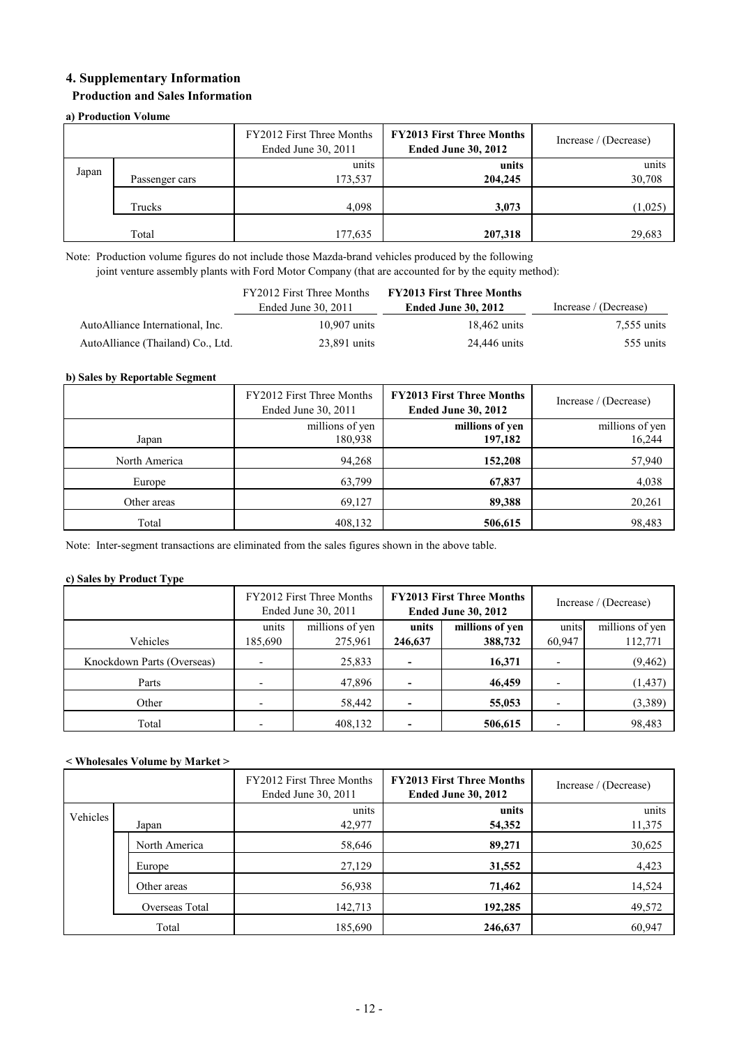## 4. Supplementary Information

### Production and Sales Information

#### a) Production Volume

| | | FY2012 First Three Months Ended June 30, 2011 | **FY2013 First Three Months Ended June 30, 2012** | Increase / (Decrease) |
|---|---|---|---|---|
| | | units | **units** | units |
| Japan | Passenger cars | 173,537 | **204,245** | 30,708 |
| | Trucks | 4,098 | **3,073** | (1,025) |
| | Total | 177,635 | **207,318** | 29,683 |

Note: Production volume figures do not include those Mazda-brand vehicles produced by the following joint venture assembly plants with Ford Motor Company (that are accounted for by the equity method):

| | FY2012 First Three Months Ended June 30, 2011 | **FY2013 First Three Months Ended June 30, 2012** | Increase / (Decrease) |
|---|---|---|---|
| AutoAlliance International, Inc. | 10,907 units | 18,462 units | 7,555 units |
| AutoAlliance (Thailand) Co., Ltd. | 23,891 units | 24,446 units | 555 units |

#### b) Sales by Reportable Segment

| | FY2012 First Three Months Ended June 30, 2011 | **FY2013 First Three Months Ended June 30, 2012** | Increase / (Decrease) |
|---|---|---|---|
| | millions of yen | **millions of yen** | millions of yen |
| Japan | 180,938 | **197,182** | 16,244 |
| North America | 94,268 | **152,208** | 57,940 |
| Europe | 63,799 | **67,837** | 4,038 |
| Other areas | 69,127 | **89,388** | 20,261 |
| Total | 408,132 | **506,615** | 98,483 |

Note: Inter-segment transactions are eliminated from the sales figures shown in the above table.

#### c) Sales by Product Type

| | FY2012 First Three Months Ended June 30, 2011 | | **FY2013 First Three Months Ended June 30, 2012** | | Increase / (Decrease) | |
|---|---|---|---|---|---|---|
| | units | millions of yen | **units** | **millions of yen** | units | millions of yen |
| Vehicles | 185,690 | 275,961 | **246,637** | **388,732** | 60,947 | 112,771 |
| Knockdown Parts (Overseas) | - | 25,833 | **-** | **16,371** | - | (9,462) |
| Parts | - | 47,896 | **-** | **46,459** | - | (1,437) |
| Other | - | 58,442 | **-** | **55,053** | - | (3,389) |
| Total | - | 408,132 | **-** | **506,615** | - | 98,483 |

#### < Wholesales Volume by Market >

| | | FY2012 First Three Months Ended June 30, 2011 | **FY2013 First Three Months Ended June 30, 2012** | Increase / (Decrease) |
|---|---|---|---|---|
| | | units | **units** | units |
| Vehicles | Japan | 42,977 | **54,352** | 11,375 |
| | North America | 58,646 | **89,271** | 30,625 |
| | Europe | 27,129 | **31,552** | 4,423 |
| | Other areas | 56,938 | **71,462** | 14,524 |
| | Overseas Total | 142,713 | **192,285** | 49,572 |
| | Total | 185,690 | **246,637** | 60,947 |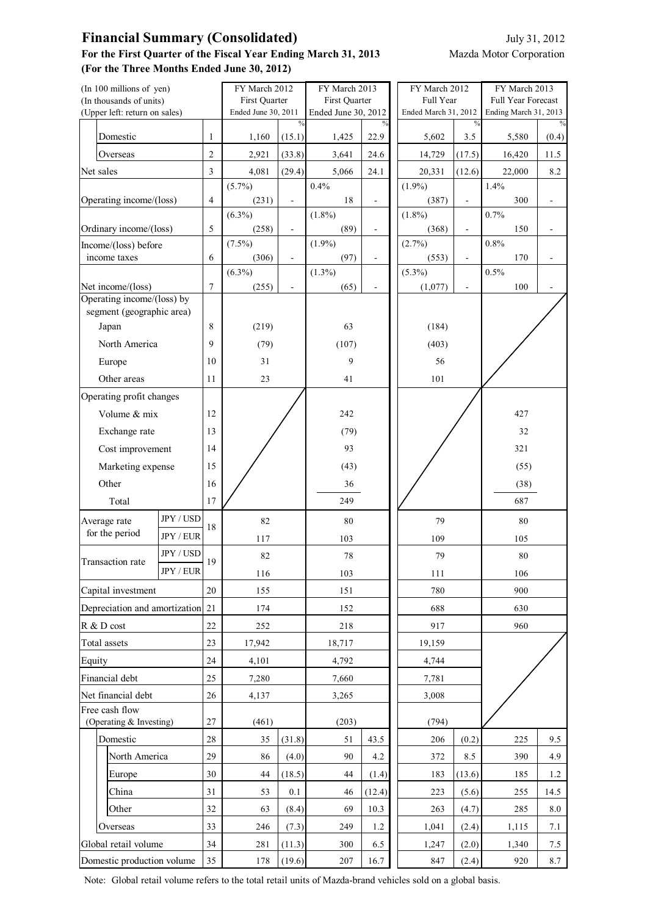# Financial Summary (Consolidated)

July 31, 2012

**For the First Quarter of the Fiscal Year Ending March 31, 2013**

Mazda Motor Corporation

**(For the Three Months Ended June 30, 2012)**

| (In 100 millions of yen)<br>(In thousands of units)<br>(Upper left: return on sales) | | | FY March 2012 First Quarter Ended June 30, 2011 | % | FY March 2013 First Quarter Ended June 30, 2012 | % | FY March 2012 Full Year Ended March 31, 2012 | % | FY March 2013 Full Year Forecast Ending March 31, 2013 | % |
|---|---|---|---|---|---|---|---|---|---|---|
| Domestic | | 1 | 1,160 | (15.1) | 1,425 | 22.9 | 5,602 | 3.5 | 5,580 | (0.4) |
| Overseas | | 2 | 2,921 | (33.8) | 3,641 | 24.6 | 14,729 | (17.5) | 16,420 | 11.5 |
| Net sales | | 3 | 4,081 | (29.4) | 5,066 | 24.1 | 20,331 | (12.6) | 22,000 | 8.2 |
| Operating income/(loss) | | 4 | (5.7%) (231) | - | 0.4% 18 | - | (1.9%) (387) | - | 1.4% 300 | - |
| Ordinary income/(loss) | | 5 | (6.3%) (258) | - | (1.8%) (89) | - | (1.8%) (368) | - | 0.7% 150 | - |
| Income/(loss) before income taxes | | 6 | (7.5%) (306) | - | (1.9%) (97) | - | (2.7%) (553) | - | 0.8% 170 | - |
| Net income/(loss) | | 7 | (6.3%) (255) | - | (1.3%) (65) | - | (5.3%) (1,077) | - | 0.5% 100 | - |
| Operating income/(loss) by segment (geographic area) | | | | | | | | | | |
| Japan | | 8 | (219) | | 63 | | (184) | | | |
| North America | | 9 | (79) | | (107) | | (403) | | | |
| Europe | | 10 | 31 | | 9 | | 56 | | | |
| Other areas | | 11 | 23 | | 41 | | 101 | | | |
| Operating profit changes | | | | | | | | | | |
| Volume & mix | | 12 | | | 242 | | | | 427 | |
| Exchange rate | | 13 | | | (79) | | | | 32 | |
| Cost improvement | | 14 | | | 93 | | | | 321 | |
| Marketing expense | | 15 | | | (43) | | | | (55) | |
| Other | | 16 | | | 36 | | | | (38) | |
| Total | | 17 | | | 249 | | | | 687 | |
| Average rate for the period | JPY / USD | 18 | 82 | | 80 | | 79 | | 80 | |
| | JPY / EUR | | 117 | | 103 | | 109 | | 105 | |
| Transaction rate | JPY / USD | 19 | 82 | | 78 | | 79 | | 80 | |
| | JPY / EUR | | 116 | | 103 | | 111 | | 106 | |
| Capital investment | | 20 | 155 | | 151 | | 780 | | 900 | |
| Depreciation and amortization | | 21 | 174 | | 152 | | 688 | | 630 | |
| R & D cost | | 22 | 252 | | 218 | | 917 | | 960 | |
| Total assets | | 23 | 17,942 | | 18,717 | | 19,159 | | | |
| Equity | | 24 | 4,101 | | 4,792 | | 4,744 | | | |
| Financial debt | | 25 | 7,280 | | 7,660 | | 7,781 | | | |
| Net financial debt | | 26 | 4,137 | | 3,265 | | 3,008 | | | |
| Free cash flow (Operating & Investing) | | 27 | (461) | | (203) | | (794) | | | |
| Domestic | | 28 | 35 | (31.8) | 51 | 43.5 | 206 | (0.2) | 225 | 9.5 |
| North America | | 29 | 86 | (4.0) | 90 | 4.2 | 372 | 8.5 | 390 | 4.9 |
| Europe | | 30 | 44 | (18.5) | 44 | (1.4) | 183 | (13.6) | 185 | 1.2 |
| China | | 31 | 53 | 0.1 | 46 | (12.4) | 223 | (5.6) | 255 | 14.5 |
| Other | | 32 | 63 | (8.4) | 69 | 10.3 | 263 | (4.7) | 285 | 8.0 |
| Overseas | | 33 | 246 | (7.3) | 249 | 1.2 | 1,041 | (2.4) | 1,115 | 7.1 |
| Global retail volume | | 34 | 281 | (11.3) | 300 | 6.5 | 1,247 | (2.0) | 1,340 | 7.5 |
| Domestic production volume | | 35 | 178 | (19.6) | 207 | 16.7 | 847 | (2.4) | 920 | 8.7 |

Note: Global retail volume refers to the total retail units of Mazda-brand vehicles sold on a global basis.